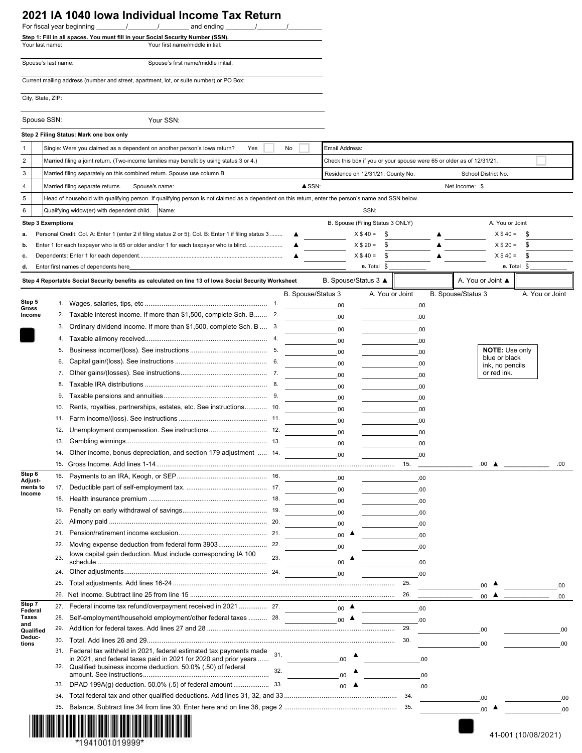# 2021 IA 1040 Iowa Individual Income Tax Return

For fiscal year beginning ________/________/________ and ending ________/________/________

**Step 1: Fill in all spaces. You must fill in your Social Security Number (SSN).**

Your last name: Your first name/middle initial:

Spouse's last name: Spouse's first name/middle initial:

Current mailing address (number and street, apartment, lot, or suite number) or PO Box:

City, State, ZIP:

Spouse SSN: Your SSN:

**Step 2 Filing Status: Mark one box only**

| | | | |
|---|---|---|---|
| 1 | | Single: Were you claimed as a dependent on another person's Iowa return? Yes ☐ No ☐ | Email Address: |
| 2 | | Married filing a joint return. (Two-income families may benefit by using status 3 or 4.) | Check this box if you or your spouse were 65 or older as of 12/31/21. ☐ |
| 3 | | Married filing separately on this combined return. Spouse use column B. | Residence on 12/31/21: County No. School District No. |
| 4 | | Married filing separate returns. Spouse's name: ▲SSN: | Net Income: $ |
| 5 | | Head of household with qualifying person. If qualifying person is not claimed as a dependent on this return, enter the person's name and SSN below. | |
| 6 | | Qualifying widow(er) with dependent child. Name: | SSN: |

**Step 3 Exemptions**

| | | B. Spouse (Filing Status 3 ONLY) | | A. You or Joint | |
|---|---|---|---|---|---|
| a. | Personal Credit: Col. A: Enter 1 (enter 2 if filing status 2 or 5); Col. B: Enter 1 if filing status 3 | ▲ | X $40 = $ | ▲ | X $40 = $ |
| b. | Enter 1 for each taxpayer who is 65 or older and/or 1 for each taxpayer who is blind. | ▲ | X $20 = $ | ▲ | X $20 = $ |
| c. | Dependents: Enter 1 for each dependent. | ▲ | X $40 = $ | ▲ | X $40 = $ |
| d. | Enter first names of dependents here | | e. Total $ | | e. Total $ |

**Step 4** Reportable Social Security benefits as calculated on line 13 of Iowa Social Security Worksheet B. Spouse/Status 3 ▲ ________ A. You or Joint ▲ ________

| | | | B. Spouse/Status 3 | A. You or Joint | | B. Spouse/Status 3 | A. You or Joint |
|---|---|---|---|---|---|---|---|
| **Step 5 Gross Income** | 1. | Wages, salaries, tips, etc | .00 | .00 | | | |
| | 2. | Taxable interest income. If more than $1,500, complete Sch. B | .00 | .00 | | | |
| | 3. | Ordinary dividend income. If more than $1,500, complete Sch. B | .00 | .00 | | | |
| | 4. | Taxable alimony received | .00 | .00 | | | |
| | 5. | Business income/(loss). See instructions | .00 | .00 | | | |
| | 6. | Capital gain/(loss). See instructions | .00 | .00 | | | |
| | 7. | Other gains/(losses). See instructions | .00 | .00 | | | |
| | 8. | Taxable IRA distributions | .00 | .00 | | | |
| | 9. | Taxable pensions and annuities | .00 | .00 | | | |
| | 10. | Rents, royalties, partnerships, estates, etc. See instructions | .00 | .00 | | | |
| | 11. | Farm income/(loss). See instructions | .00 | .00 | | | |
| | 12. | Unemployment compensation. See instructions | .00 | .00 | | | |
| | 13. | Gambling winnings | .00 | .00 | | | |
| | 14. | Other income, bonus depreciation, and section 179 adjustment | .00 | .00 | | | |
| | 15. | Gross Income. Add lines 1-14 | | | 15. | .00 ▲ | .00 |
| **Step 6 Adjustments to Income** | 16. | Payments to an IRA, Keogh, or SEP | .00 | .00 | | | |
| | 17. | Deductible part of self-employment tax. | .00 | .00 | | | |
| | 18. | Health insurance premium | .00 | .00 | | | |
| | 19. | Penalty on early withdrawal of savings | .00 | .00 | | | |
| | 20. | Alimony paid | .00 | .00 | | | |
| | 21. | Pension/retirement income exclusion | .00 ▲ | .00 | | | |
| | 22. | Moving expense deduction from federal form 3903 | .00 | .00 | | | |
| | 23. | Iowa capital gain deduction. Must include corresponding IA 100 schedule | .00 ▲ | .00 | | | |
| | 24. | Other adjustments | .00 | .00 | | | |
| | 25. | Total adjustments. Add lines 16-24 | | | 25. | .00 ▲ | .00 |
| | 26. | Net Income. Subtract line 25 from line 15 | | | 26. | .00 ▲ | .00 |
| **Step 7 Federal Taxes and Qualified Deductions** | 27. | Federal income tax refund/overpayment received in 2021 | .00 ▲ | .00 | | | |
| | 28. | Self-employment/household employment/other federal taxes | .00 ▲ | .00 | | | |
| | 29. | Addition for federal taxes. Add lines 27 and 28 | | | 29. | .00 | .00 |
| | 30. | Total. Add lines 26 and 29 | | | 30. | .00 | .00 |
| | 31. | Federal tax withheld in 2021, federal estimated tax payments made in 2021, and federal taxes paid in 2021 for 2020 and prior years | .00 ▲ | .00 | | | |
| | 32. | Qualified business income deduction. 50.0% (.50) of federal amount. See instructions | .00 ▲ | .00 | | | |
| | 33. | DPAD 199A(g) deduction. 50.0% (.5) of federal amount | .00 ▲ | .00 | | | |
| | 34. | Total federal tax and other qualified deductions. Add lines 31, 32, and 33 | | | 34. | .00 | .00 |
| | 35. | Balance. Subtract line 34 from line 30. Enter here and on line 36, page 2 | | | 35. | .00 ▲ | .00 |

**NOTE:** Use only blue or black ink, no pencils or red ink.

*1941001019999*

41-001 (10/08/2021)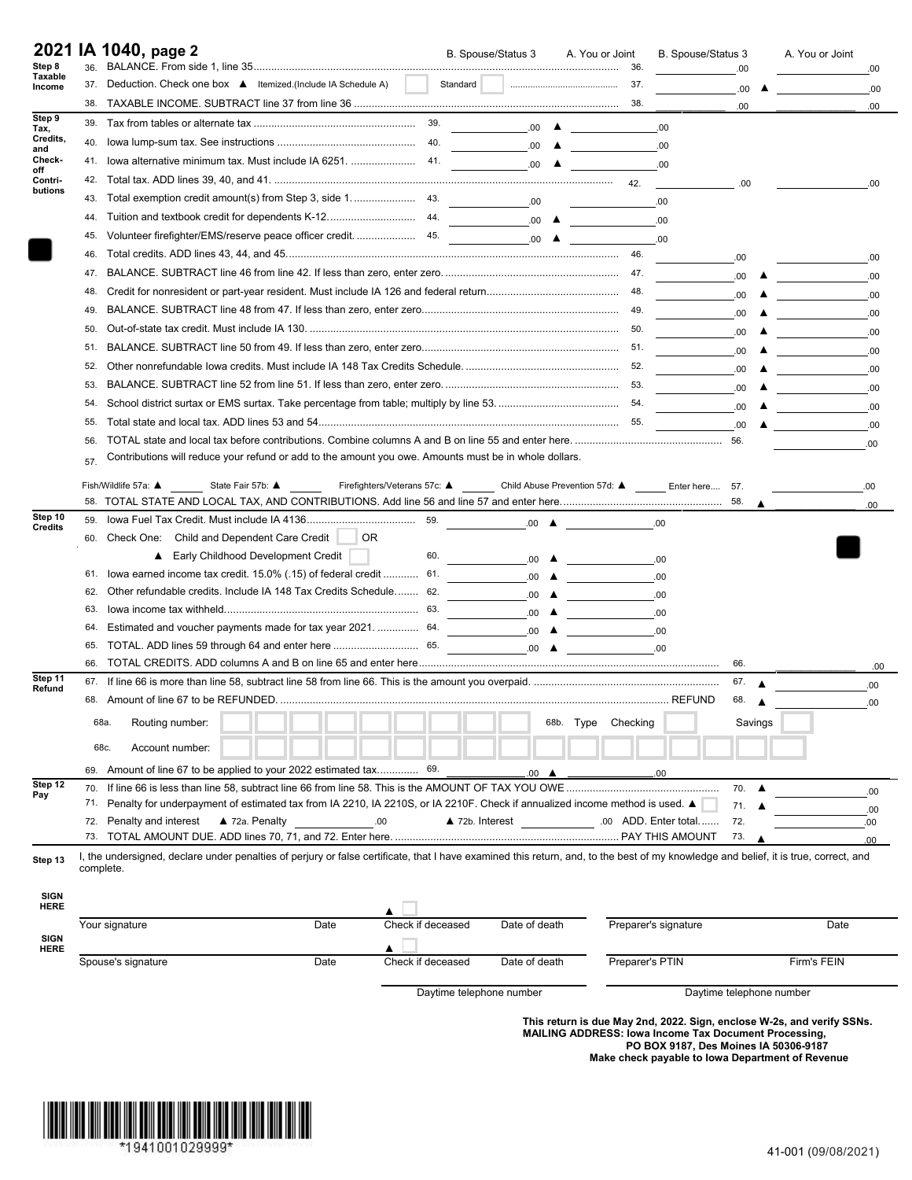## 2021 IA 1040, page 2

| | | B. Spouse/Status 3 | A. You or Joint | | B. Spouse/Status 3 | A. You or Joint |
|---|---|---|---|---|---|---|
| **Step 8 Taxable Income** | 36. BALANCE. From side 1, line 35 | | | 36. | .00 | .00 |
| | 37. Deduction. Check one box ▲ Itemized.(Include IA Schedule A) ☐ Standard ☐ | | | 37. | .00 ▲ | .00 |
| | 38. TAXABLE INCOME. SUBTRACT line 37 from line 36 | | | 38. | .00 | .00 |
| **Step 9 Tax, Credits, and Check-off Contributions** | 39. Tax from tables or alternate tax | 39. .00 ▲ | .00 | | | |
| | 40. Iowa lump-sum tax. See instructions | 40. .00 ▲ | .00 | | | |
| | 41. Iowa alternative minimum tax. Must include IA 6251. | 41. .00 ▲ | .00 | | | |
| | 42. Total tax. ADD lines 39, 40, and 41. | | | 42. | .00 | .00 |
| | 43. Total exemption credit amount(s) from Step 3, side 1. | 43. .00 | .00 | | | |
| | 44. Tuition and textbook credit for dependents K-12. | 44. .00 ▲ | .00 | | | |
| | 45. Volunteer firefighter/EMS/reserve peace officer credit. | 45. .00 ▲ | .00 | | | |
| | 46. Total credits. ADD lines 43, 44, and 45. | | | 46. | .00 | .00 |
| | 47. BALANCE. SUBTRACT line 46 from line 42. If less than zero, enter zero. | | | 47. | .00 ▲ | .00 |
| | 48. Credit for nonresident or part-year resident. Must include IA 126 and federal return | | | 48. | .00 ▲ | .00 |
| | 49. BALANCE. SUBTRACT line 48 from 47. If less than zero, enter zero. | | | 49. | .00 ▲ | .00 |
| | 50. Out-of-state tax credit. Must include IA 130. | | | 50. | .00 ▲ | .00 |
| | 51. BALANCE. SUBTRACT line 50 from 49. If less than zero, enter zero. | | | 51. | .00 ▲ | .00 |
| | 52. Other nonrefundable Iowa credits. Must include IA 148 Tax Credits Schedule. | | | 52. | .00 ▲ | .00 |
| | 53. BALANCE. SUBTRACT line 52 from line 51. If less than zero, enter zero. | | | 53. | .00 ▲ | .00 |
| | 54. School district surtax or EMS surtax. Take percentage from table; multiply by line 53. | | | 54. | .00 ▲ | .00 |
| | 55. Total state and local tax. ADD lines 53 and 54. | | | 55. | .00 ▲ | .00 |
| | 56. TOTAL state and local tax before contributions. Combine columns A and B on line 55 and enter here. | | | | 56. | .00 |
| | 57. Contributions will reduce your refund or add to the amount you owe. Amounts must be in whole dollars. Fish/Wildlife 57a: ▲ ____ State Fair 57b: ▲ ____ Firefighters/Veterans 57c: ▲ ____ Child Abuse Prevention 57d: ▲ ____ Enter here.... | | | | 57. | .00 |
| | 58. TOTAL STATE AND LOCAL TAX, AND CONTRIBUTIONS. Add line 56 and line 57 and enter here. | | | | 58. ▲ | .00 |
| **Step 10 Credits** | 59. Iowa Fuel Tax Credit. Must include IA 4136 | 59. .00 ▲ | .00 | | | |
| | 60. Check One: Child and Dependent Care Credit ☐ OR ▲ Early Childhood Development Credit ☐ | 60. .00 ▲ | .00 | | | |
| | 61. Iowa earned income tax credit. 15.0% (.15) of federal credit | 61. .00 ▲ | .00 | | | |
| | 62. Other refundable credits. Include IA 148 Tax Credits Schedule. | 62. .00 ▲ | .00 | | | |
| | 63. Iowa income tax withheld. | 63. .00 ▲ | .00 | | | |
| | 64. Estimated and voucher payments made for tax year 2021. | 64. .00 ▲ | .00 | | | |
| | 65. TOTAL. ADD lines 59 through 64 and enter here | 65. .00 ▲ | .00 | | | |
| | 66. TOTAL CREDITS. ADD columns A and B on line 65 and enter here | | | | 66. | .00 |
| **Step 11 Refund** | 67. If line 66 is more than line 58, subtract line 58 from line 66. This is the amount you overpaid. | | | | 67. ▲ | .00 |
| | 68. Amount of line 67 to be REFUNDED. REFUND | | | | 68. ▲ | .00 |
| | 68a. Routing number: ☐☐☐☐☐☐☐☐☐ 68b. Type Checking ☐ Savings ☐ | | | | | |
| | 68c. Account number: ☐☐☐☐☐☐☐☐☐☐☐☐☐☐☐☐☐ | | | | | |
| | 69. Amount of line 67 to be applied to your 2022 estimated tax. | 69. .00 ▲ | .00 | | | |
| **Step 12 Pay** | 70. If line 66 is less than line 58, subtract line 66 from line 58. This is the AMOUNT OF TAX YOU OWE | | | | 70. ▲ | .00 |
| | 71. Penalty for underpayment of estimated tax from IA 2210, IA 2210S, or IA 2210F. Check if annualized income method is used. ▲ ☐ | | | | 71. ▲ | .00 |
| | 72. Penalty and interest ▲ 72a. Penalty ____ .00 ▲ 72b. Interest ____ .00 ADD. Enter total. | | | | 72. | .00 |
| | 73. TOTAL AMOUNT DUE. ADD lines 70, 71, and 72. Enter here. PAY THIS AMOUNT | | | | 73. ▲ | .00 |

**Step 13** I, the undersigned, declare under penalties of perjury or false certificate, that I have examined this return, and, to the best of my knowledge and belief, it is true, correct, and complete.

**SIGN HERE**

Your signature ____ Date ____ ▲ ☐ Check if deceased ____ Date of death ____ Preparer's signature ____ Date ____

**SIGN HERE**

Spouse's signature ____ Date ____ ▲ ☐ Check if deceased ____ Date of death ____ Preparer's PTIN ____ Firm's FEIN ____

Daytime telephone number ____ Daytime telephone number ____

**This return is due May 2nd, 2022. Sign, enclose W-2s, and verify SSNs.**
**MAILING ADDRESS: Iowa Income Tax Document Processing,**
**PO BOX 9187, Des Moines IA 50306-9187**
**Make check payable to Iowa Department of Revenue**

*1941001029999*

41-001 (09/08/2021)